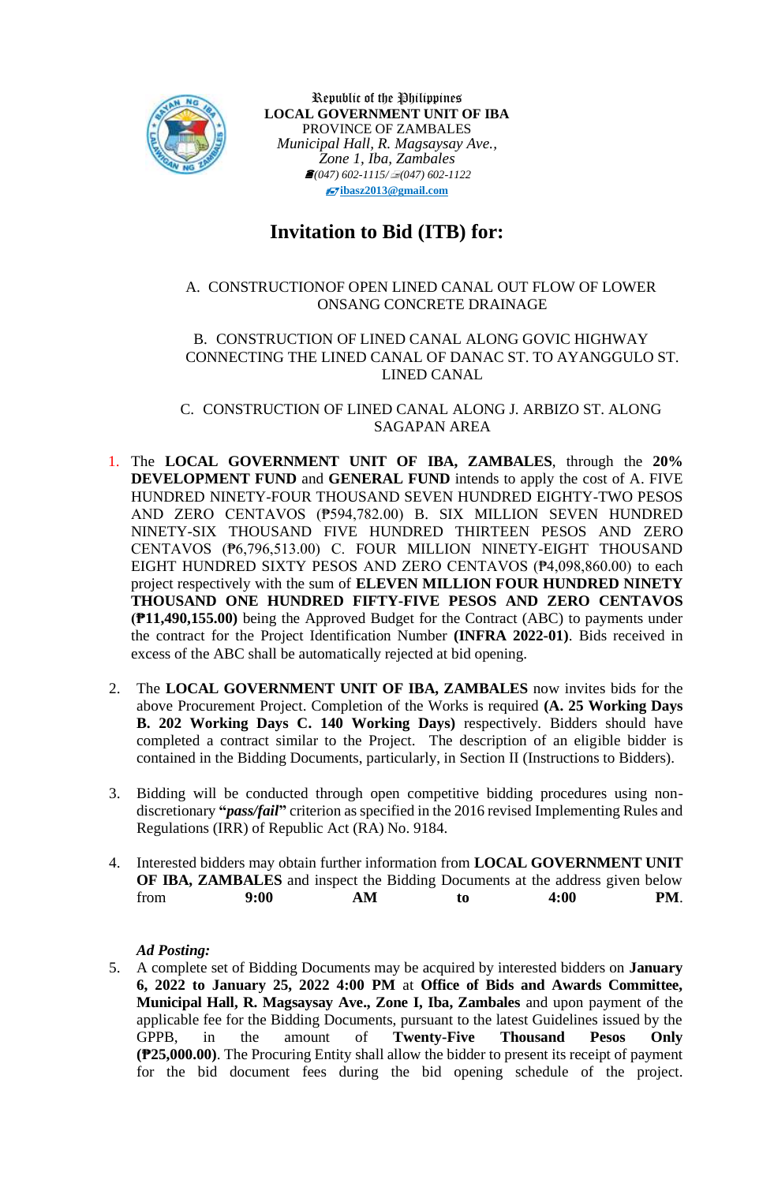Republic of the Philippines
**LOCAL GOVERNMENT UNIT OF IBA**
PROVINCE OF ZAMBALES
*Municipal Hall, R. Magsaysay Ave.,*
*Zone 1, Iba, Zambales*
*(047) 602-1115/ (047) 602-1122*
**ibasz2013@gmail.com**

# Invitation to Bid (ITB) for:

A. CONSTRUCTIONOF OPEN LINED CANAL OUT FLOW OF LOWER ONSANG CONCRETE DRAINAGE

B. CONSTRUCTION OF LINED CANAL ALONG GOVIC HIGHWAY CONNECTING THE LINED CANAL OF DANAC ST. TO AYANGGULO ST. LINED CANAL

C. CONSTRUCTION OF LINED CANAL ALONG J. ARBIZO ST. ALONG SAGAPAN AREA

1. The **LOCAL GOVERNMENT UNIT OF IBA, ZAMBALES**, through the **20% DEVELOPMENT FUND** and **GENERAL FUND** intends to apply the cost of A. FIVE HUNDRED NINETY-FOUR THOUSAND SEVEN HUNDRED EIGHTY-TWO PESOS AND ZERO CENTAVOS (₱594,782.00) B. SIX MILLION SEVEN HUNDRED NINETY-SIX THOUSAND FIVE HUNDRED THIRTEEN PESOS AND ZERO CENTAVOS (₱6,796,513.00) C. FOUR MILLION NINETY-EIGHT THOUSAND EIGHT HUNDRED SIXTY PESOS AND ZERO CENTAVOS (₱4,098,860.00) to each project respectively with the sum of **ELEVEN MILLION FOUR HUNDRED NINETY THOUSAND ONE HUNDRED FIFTY-FIVE PESOS AND ZERO CENTAVOS (₱11,490,155.00)** being the Approved Budget for the Contract (ABC) to payments under the contract for the Project Identification Number **(INFRA 2022-01)**. Bids received in excess of the ABC shall be automatically rejected at bid opening.

2. The **LOCAL GOVERNMENT UNIT OF IBA, ZAMBALES** now invites bids for the above Procurement Project. Completion of the Works is required **(A. 25 Working Days B. 202 Working Days C. 140 Working Days)** respectively. Bidders should have completed a contract similar to the Project. The description of an eligible bidder is contained in the Bidding Documents, particularly, in Section II (Instructions to Bidders).

3. Bidding will be conducted through open competitive bidding procedures using non-discretionary **"*pass/fail*"** criterion as specified in the 2016 revised Implementing Rules and Regulations (IRR) of Republic Act (RA) No. 9184.

4. Interested bidders may obtain further information from **LOCAL GOVERNMENT UNIT OF IBA, ZAMBALES** and inspect the Bidding Documents at the address given below from **9:00 AM to 4:00 PM**.

   ***Ad Posting:***

5. A complete set of Bidding Documents may be acquired by interested bidders on **January 6, 2022 to January 25, 2022 4:00 PM** at **Office of Bids and Awards Committee, Municipal Hall, R. Magsaysay Ave., Zone I, Iba, Zambales** and upon payment of the applicable fee for the Bidding Documents, pursuant to the latest Guidelines issued by the GPPB, in the amount of **Twenty-Five Thousand Pesos Only (₱25,000.00)**. The Procuring Entity shall allow the bidder to present its receipt of payment for the bid document fees during the bid opening schedule of the project.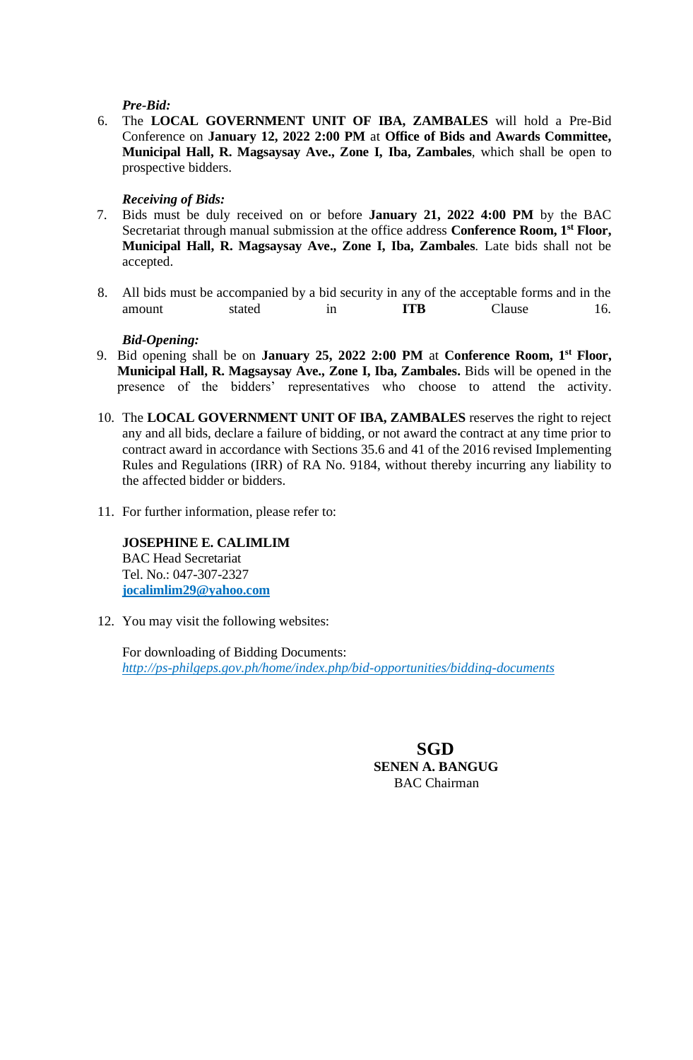*Pre-Bid:*

6. The **LOCAL GOVERNMENT UNIT OF IBA, ZAMBALES** will hold a Pre-Bid Conference on **January 12, 2022 2:00 PM** at **Office of Bids and Awards Committee, Municipal Hall, R. Magsaysay Ave., Zone I, Iba, Zambales**, which shall be open to prospective bidders.

*Receiving of Bids:*

7. Bids must be duly received on or before **January 21, 2022 4:00 PM** by the BAC Secretariat through manual submission at the office address **Conference Room, 1st Floor, Municipal Hall, R. Magsaysay Ave., Zone I, Iba, Zambales**. Late bids shall not be accepted.

8. All bids must be accompanied by a bid security in any of the acceptable forms and in the amount stated in **ITB** Clause 16.

*Bid-Opening:*

9. Bid opening shall be on **January 25, 2022 2:00 PM** at **Conference Room, 1st Floor, Municipal Hall, R. Magsaysay Ave., Zone I, Iba, Zambales.** Bids will be opened in the presence of the bidders' representatives who choose to attend the activity.

10. The **LOCAL GOVERNMENT UNIT OF IBA, ZAMBALES** reserves the right to reject any and all bids, declare a failure of bidding, or not award the contract at any time prior to contract award in accordance with Sections 35.6 and 41 of the 2016 revised Implementing Rules and Regulations (IRR) of RA No. 9184, without thereby incurring any liability to the affected bidder or bidders.

11. For further information, please refer to:

    **JOSEPHINE E. CALIMLIM**
    BAC Head Secretariat
    Tel. No.: 047-307-2327
    **jocalimlim29@yahoo.com**

12. You may visit the following websites:

    For downloading of Bidding Documents:
    *http://ps-philgeps.gov.ph/home/index.php/bid-opportunities/bidding-documents*

**SGD**
**SENEN A. BANGUG**
BAC Chairman